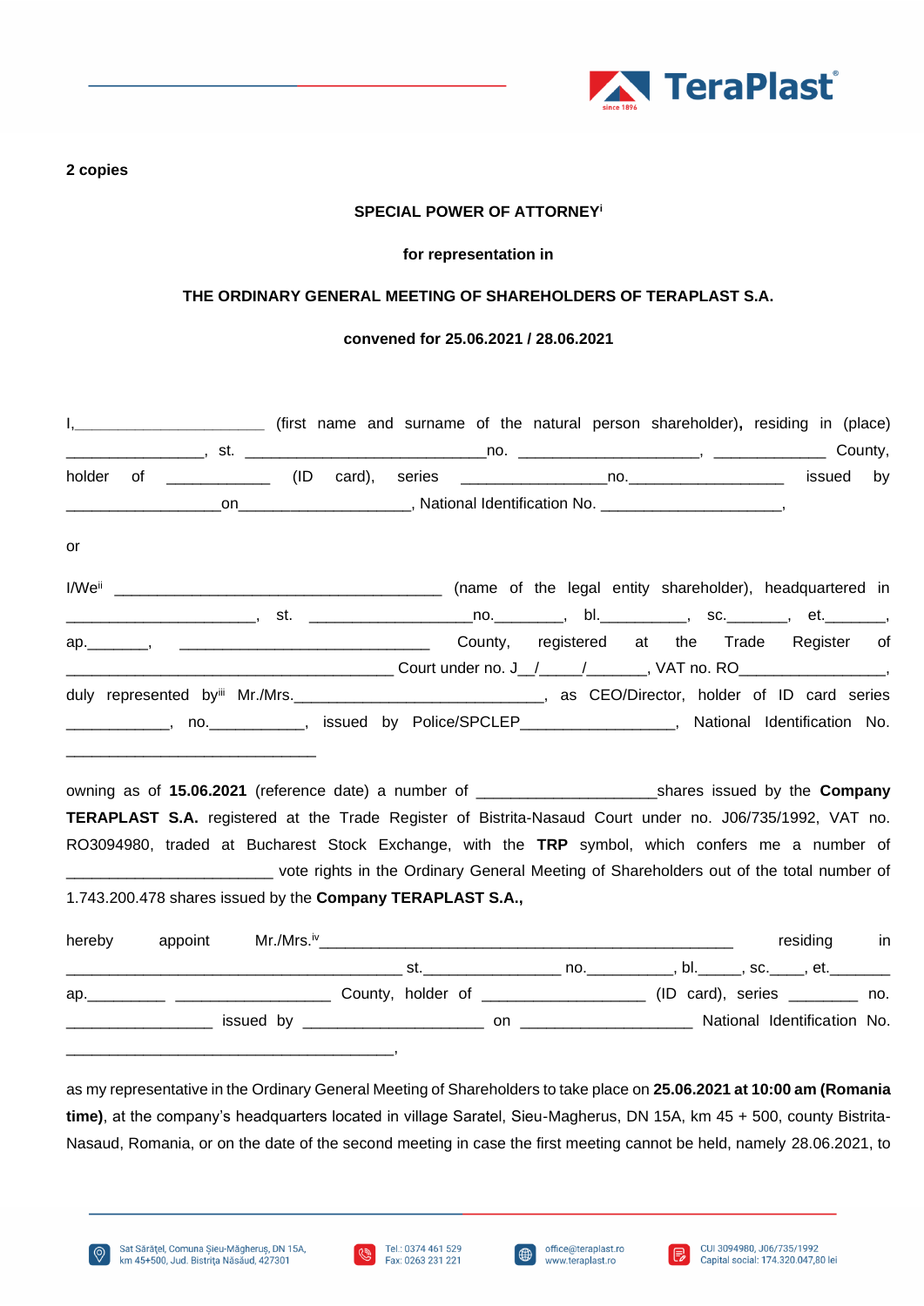**2 copies**

**SPECIAL POWER OF ATTORNEY**[i]

**for representation in**

**THE ORDINARY GENERAL MEETING OF SHAREHOLDERS OF TERAPLAST S.A.**

**convened for 25.06.2021 / 28.06.2021**

I,______________________ (first name and surname of the natural person shareholder)**,** residing in (place) _______________, st. ____________________________no. ____________________, ____________ County, holder of ____________ (ID card), series ________________no.__________________ issued by __________________on____________________, National Identification No. _____________________,

or

I/We[ii] ______________________________________ (name of the legal entity shareholder), headquartered in ______________________, st. __________________no.________, bl.__________, sc._______, et._______, ap._______, ______________________________ County, registered at the Trade Register of ______________________________________ Court under no. J__/_____/_______, VAT no. RO_________________, duly represented by[iii] Mr./Mrs.____________________________, as CEO/Director, holder of ID card series ____________, no.___________, issued by Police/SPCLEP_________________, National Identification No. _____________________________

owning as of **15.06.2021** (reference date) a number of ____________________shares issued by the **Company TERAPLAST S.A.** registered at the Trade Register of Bistrita-Nasaud Court under no. J06/735/1992, VAT no. RO3094980, traded at Bucharest Stock Exchange, with the **TRP** symbol, which confers me a number of ________________________ vote rights in the Ordinary General Meeting of Shareholders out of the total number of 1.743.200.478 shares issued by the **Company TERAPLAST S.A.,**

hereby appoint Mr./Mrs.[iv]_________________________________________________ residing in _______________________________________ st.________________ no.__________, bl._____, sc.____, et._______ ap._________ __________________ County, holder of ___________________ (ID card), series ________ no. _________________ issued by _____________________ on ____________________ National Identification No. _______________________________________,

as my representative in the Ordinary General Meeting of Shareholders to take place on **25.06.2021 at 10:00 am (Romania time)**, at the company's headquarters located in village Saratel, Sieu-Magherus, DN 15A, km 45 + 500, county Bistrita-Nasaud, Romania, or on the date of the second meeting in case the first meeting cannot be held, namely 28.06.2021, to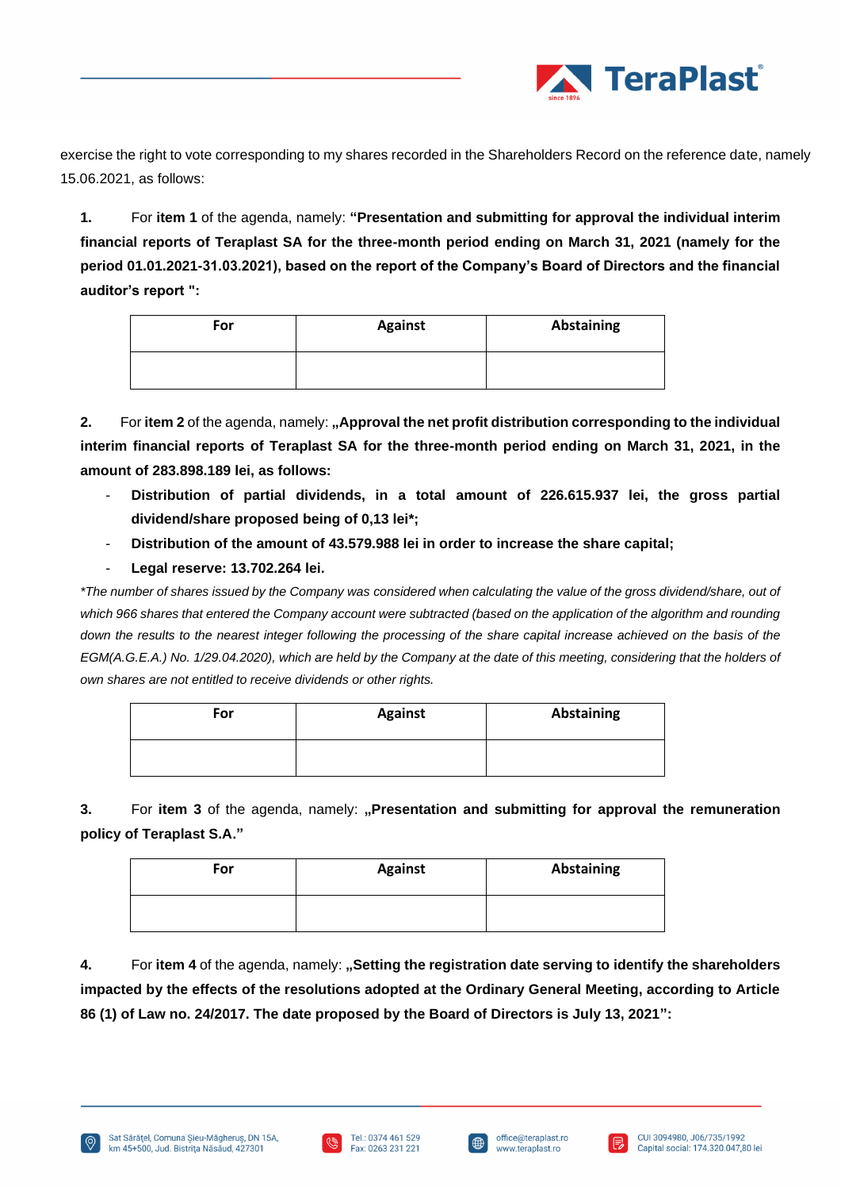exercise the right to vote corresponding to my shares recorded in the Shareholders Record on the reference date, namely 15.06.2021, as follows:

**1.** For **item 1** of the agenda, namely: **"Presentation and submitting for approval the individual interim financial reports of Teraplast SA for the three-month period ending on March 31, 2021 (namely for the period 01.01.2021-31.03.2021), based on the report of the Company's Board of Directors and the financial auditor's report ":**

| For | Against | Abstaining |
|---|---|---|
| | | |

**2.** For **item 2** of the agenda, namely: **„Approval the net profit distribution corresponding to the individual interim financial reports of Teraplast SA for the three-month period ending on March 31, 2021, in the amount of 283.898.189 lei, as follows:**

- **Distribution of partial dividends, in a total amount of 226.615.937 lei, the gross partial dividend/share proposed being of 0,13 lei*;**
- **Distribution of the amount of 43.579.988 lei in order to increase the share capital;**
- **Legal reserve: 13.702.264 lei.**

*\*The number of shares issued by the Company was considered when calculating the value of the gross dividend/share, out of which 966 shares that entered the Company account were subtracted (based on the application of the algorithm and rounding down the results to the nearest integer following the processing of the share capital increase achieved on the basis of the EGM(A.G.E.A.) No. 1/29.04.2020), which are held by the Company at the date of this meeting, considering that the holders of own shares are not entitled to receive dividends or other rights.*

| For | Against | Abstaining |
|---|---|---|
| | | |

**3.** For **item 3** of the agenda, namely: **„Presentation and submitting for approval the remuneration policy of Teraplast S.A."**

| For | Against | Abstaining |
|---|---|---|
| | | |

**4.** For **item 4** of the agenda, namely: **„Setting the registration date serving to identify the shareholders impacted by the effects of the resolutions adopted at the Ordinary General Meeting, according to Article 86 (1) of Law no. 24/2017. The date proposed by the Board of Directors is July 13, 2021":**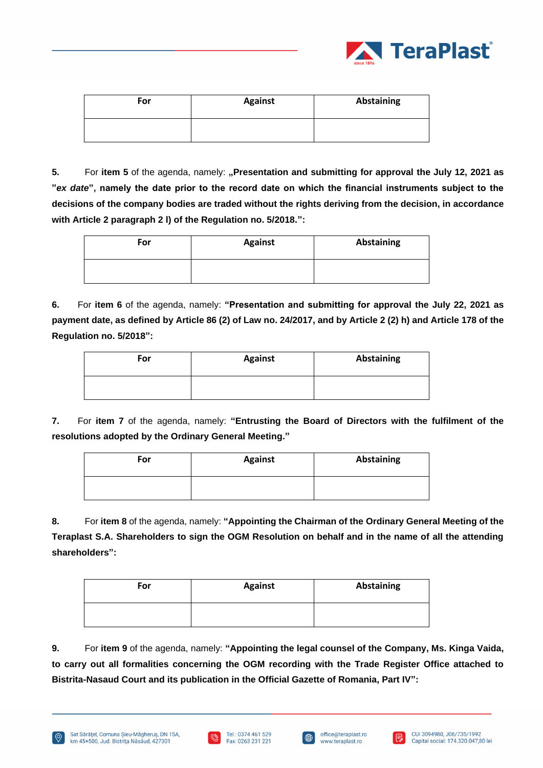| For | Against | Abstaining |
|---|---|---|
| | | |

5. For **item 5** of the agenda, namely: **„Presentation and submitting for approval the July 12, 2021 as "*ex date*", namely the date prior to the record date on which the financial instruments subject to the decisions of the company bodies are traded without the rights deriving from the decision, in accordance with Article 2 paragraph 2 l) of the Regulation no. 5/2018.":**

| For | Against | Abstaining |
|---|---|---|
| | | |

6. For **item 6** of the agenda, namely: **"Presentation and submitting for approval the July 22, 2021 as payment date, as defined by Article 86 (2) of Law no. 24/2017, and by Article 2 (2) h) and Article 178 of the Regulation no. 5/2018":**

| For | Against | Abstaining |
|---|---|---|
| | | |

7. For **item 7** of the agenda, namely: **"Entrusting the Board of Directors with the fulfilment of the resolutions adopted by the Ordinary General Meeting."**

| For | Against | Abstaining |
|---|---|---|
| | | |

8. For **item 8** of the agenda, namely: **"Appointing the Chairman of the Ordinary General Meeting of the Teraplast S.A. Shareholders to sign the OGM Resolution on behalf and in the name of all the attending shareholders":**

| For | Against | Abstaining |
|---|---|---|
| | | |

9. For **item 9** of the agenda, namely: **"Appointing the legal counsel of the Company, Ms. Kinga Vaida, to carry out all formalities concerning the OGM recording with the Trade Register Office attached to Bistrita-Nasaud Court and its publication in the Official Gazette of Romania, Part IV":**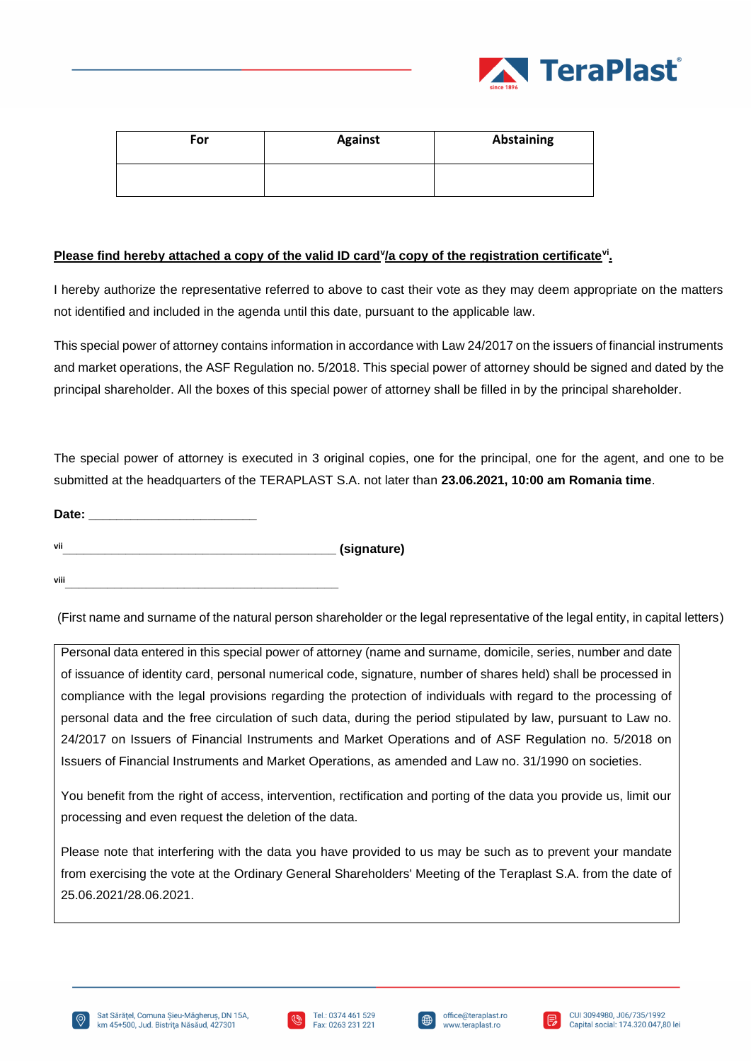| For | Against | Abstaining |
|---|---|---|
| | | |

**Please find hereby attached a copy of the valid ID card[v]/a copy of the registration certificate[vi].**

I hereby authorize the representative referred to above to cast their vote as they may deem appropriate on the matters not identified and included in the agenda until this date, pursuant to the applicable law.

This special power of attorney contains information in accordance with Law 24/2017 on the issuers of financial instruments and market operations, the ASF Regulation no. 5/2018. This special power of attorney should be signed and dated by the principal shareholder. All the boxes of this special power of attorney shall be filled in by the principal shareholder.

The special power of attorney is executed in 3 original copies, one for the principal, one for the agent, and one to be submitted at the headquarters of the TERAPLAST S.A. not later than **23.06.2021, 10:00 am Romania time**.

**Date:** ________________________

[vii]________________________________________ **(signature)**

[viii]________________________________________

(First name and surname of the natural person shareholder or the legal representative of the legal entity, in capital letters)

Personal data entered in this special power of attorney (name and surname, domicile, series, number and date of issuance of identity card, personal numerical code, signature, number of shares held) shall be processed in compliance with the legal provisions regarding the protection of individuals with regard to the processing of personal data and the free circulation of such data, during the period stipulated by law, pursuant to Law no. 24/2017 on Issuers of Financial Instruments and Market Operations and of ASF Regulation no. 5/2018 on Issuers of Financial Instruments and Market Operations, as amended and Law no. 31/1990 on societies.

You benefit from the right of access, intervention, rectification and porting of the data you provide us, limit our processing and even request the deletion of the data.

Please note that interfering with the data you have provided to us may be such as to prevent your mandate from exercising the vote at the Ordinary General Shareholders' Meeting of the Teraplast S.A. from the date of 25.06.2021/28.06.2021.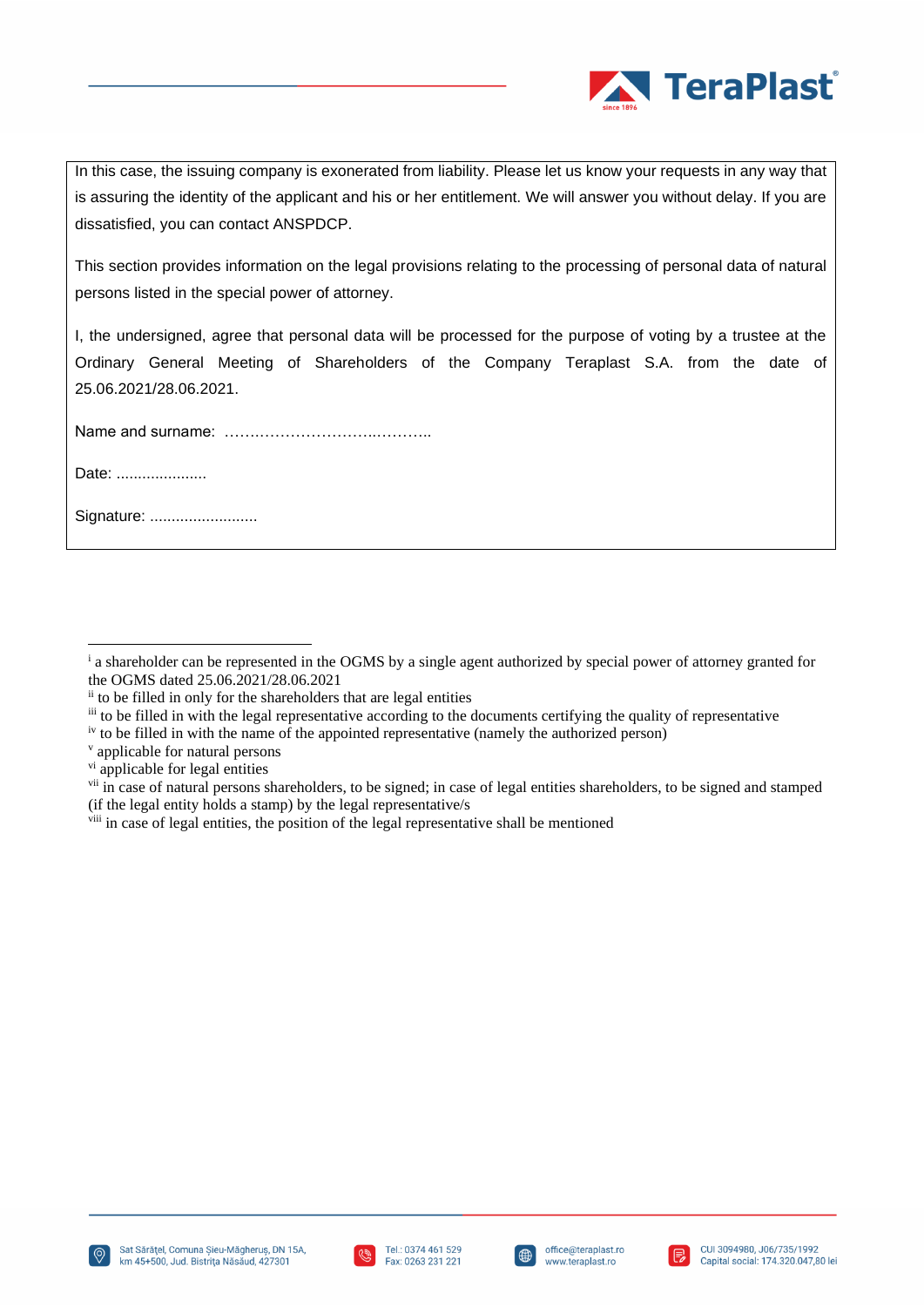In this case, the issuing company is exonerated from liability. Please let us know your requests in any way that is assuring the identity of the applicant and his or her entitlement. We will answer you without delay. If you are dissatisfied, you can contact ANSPDCP.

This section provides information on the legal provisions relating to the processing of personal data of natural persons listed in the special power of attorney.

I, the undersigned, agree that personal data will be processed for the purpose of voting by a trustee at the Ordinary General Meeting of Shareholders of the Company Teraplast S.A. from the date of 25.06.2021/28.06.2021.

Name and surname: ……….……………………..………..

Date: .....................

Signature: .........................

---

[i] a shareholder can be represented in the OGMS by a single agent authorized by special power of attorney granted for the OGMS dated 25.06.2021/28.06.2021

[ii] to be filled in only for the shareholders that are legal entities

[iii] to be filled in with the legal representative according to the documents certifying the quality of representative

[iv] to be filled in with the name of the appointed representative (namely the authorized person)

[v] applicable for natural persons

[vi] applicable for legal entities

[vii] in case of natural persons shareholders, to be signed; in case of legal entities shareholders, to be signed and stamped (if the legal entity holds a stamp) by the legal representative/s

[viii] in case of legal entities, the position of the legal representative shall be mentioned